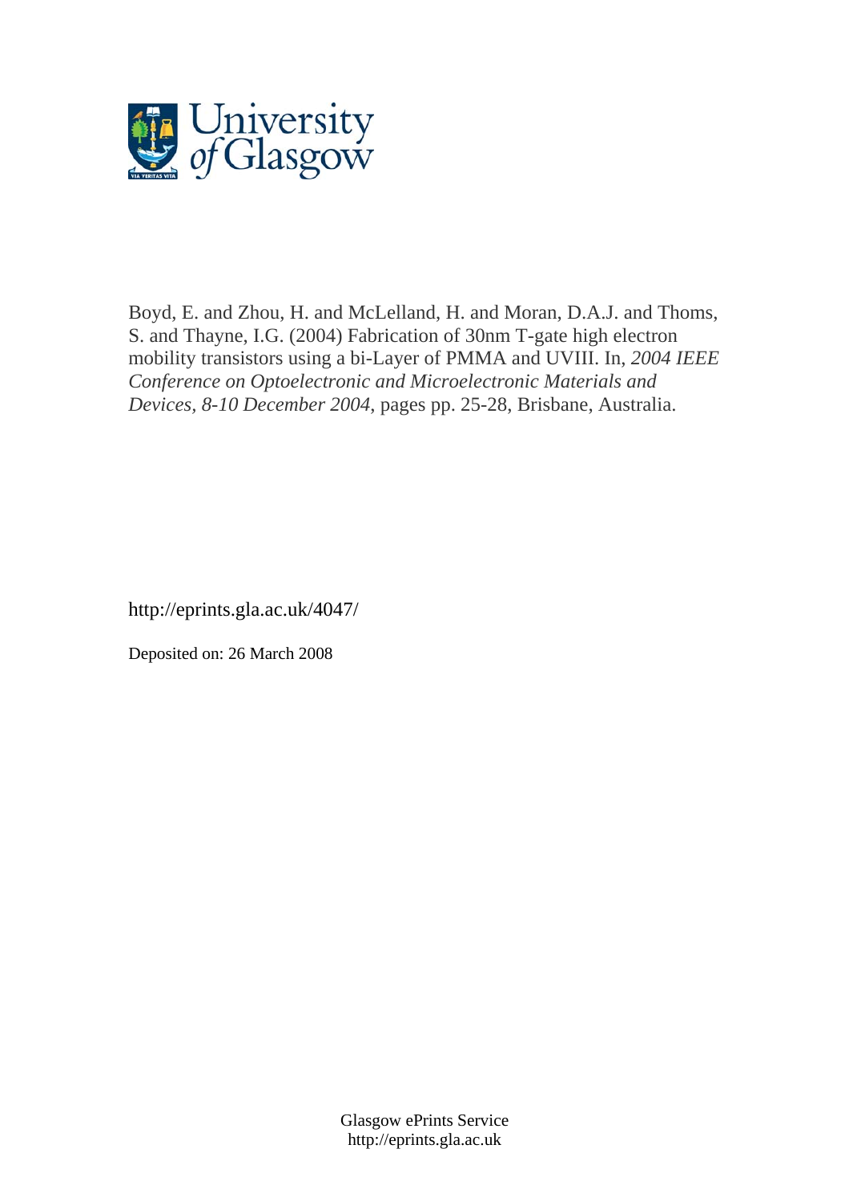Boyd, E. and Zhou, H. and McLelland, H. and Moran, D.A.J. and Thoms, S. and Thayne, I.G. (2004) Fabrication of 30nm T-gate high electron mobility transistors using a bi-Layer of PMMA and UVIII. In, *2004 IEEE Conference on Optoelectronic and Microelectronic Materials and Devices, 8-10 December 2004*, pages pp. 25-28, Brisbane, Australia.

http://eprints.gla.ac.uk/4047/

Deposited on: 26 March 2008

Glasgow ePrints Service
http://eprints.gla.ac.uk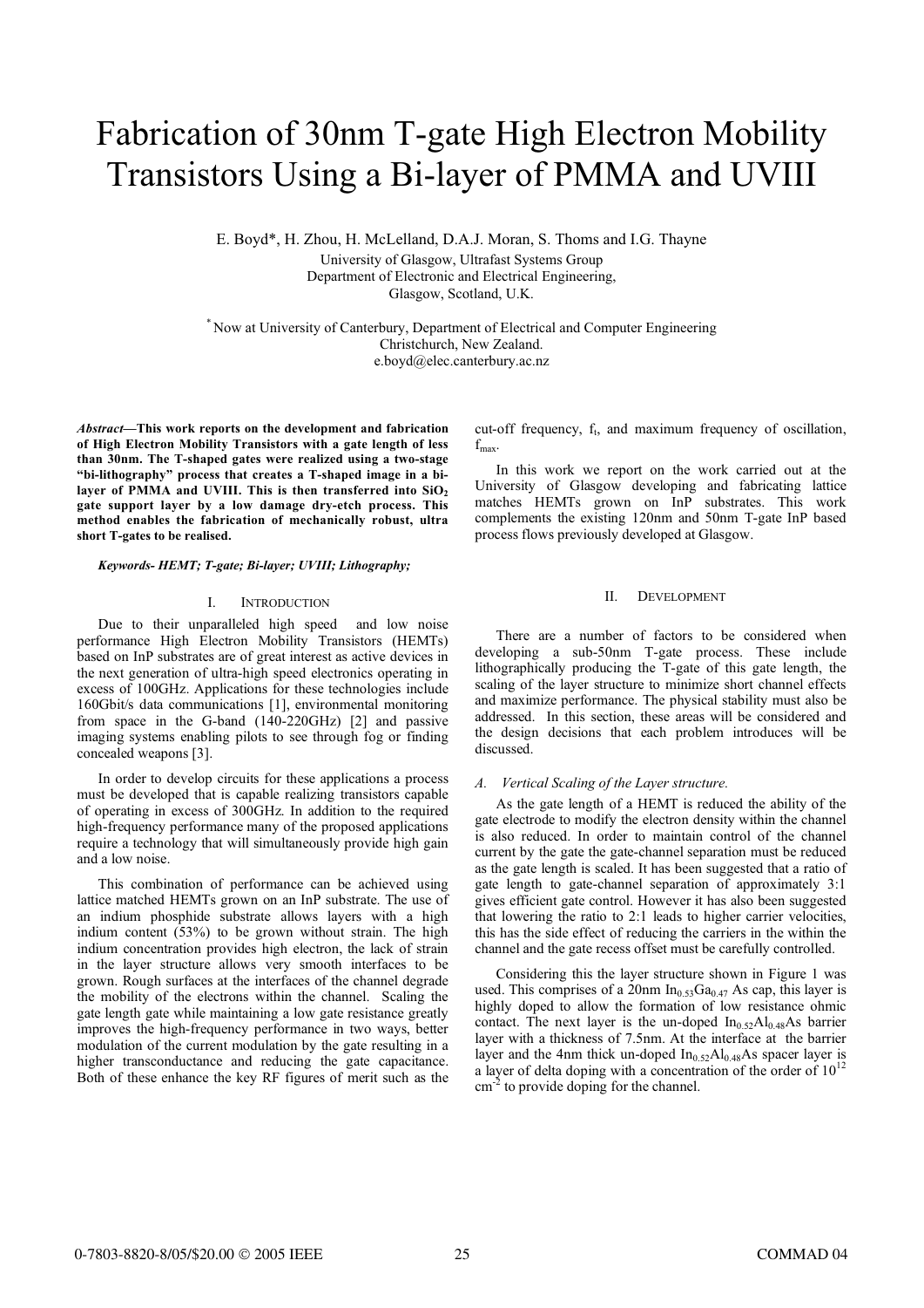# Fabrication of 30nm T-gate High Electron Mobility Transistors Using a Bi-layer of PMMA and UVIII

E. Boyd*, H. Zhou, H. McLelland, D.A.J. Moran, S. Thoms and I.G. Thayne

University of Glasgow, Ultrafast Systems Group
Department of Electronic and Electrical Engineering,
Glasgow, Scotland, U.K.

\* Now at University of Canterbury, Department of Electrical and Computer Engineering
Christchurch, New Zealand.
e.boyd@elec.canterbury.ac.nz

***Abstract*—This work reports on the development and fabrication of High Electron Mobility Transistors with a gate length of less than 30nm. The T-shaped gates were realized using a two-stage "bi-lithography" process that creates a T-shaped image in a bi-layer of PMMA and UVIII. This is then transferred into $SiO_2$ gate support layer by a low damage dry-etch process. This method enables the fabrication of mechanically robust, ultra short T-gates to be realised.**

***Keywords- HEMT; T-gate; Bi-layer; UVIII; Lithography;***

## I. Introduction

Due to their unparalleled high speed and low noise performance High Electron Mobility Transistors (HEMTs) based on InP substrates are of great interest as active devices in the next generation of ultra-high speed electronics operating in excess of 100GHz. Applications for these technologies include 160Gbit/s data communications [1], environmental monitoring from space in the G-band (140-220GHz) [2] and passive imaging systems enabling pilots to see through fog or finding concealed weapons [3].

In order to develop circuits for these applications a process must be developed that is capable realizing transistors capable of operating in excess of 300GHz. In addition to the required high-frequency performance many of the proposed applications require a technology that will simultaneously provide high gain and a low noise.

This combination of performance can be achieved using lattice matched HEMTs grown on an InP substrate. The use of an indium phosphide substrate allows layers with a high indium content (53%) to be grown without strain. The high indium concentration provides high electron, the lack of strain in the layer structure allows very smooth interfaces to be grown. Rough surfaces at the interfaces of the channel degrade the mobility of the electrons within the channel. Scaling the gate length gate while maintaining a low gate resistance greatly improves the high-frequency performance in two ways, better modulation of the current modulation by the gate resulting in a higher transconductance and reducing the gate capacitance. Both of these enhance the key RF figures of merit such as the cut-off frequency, $f_t$, and maximum frequency of oscillation, $f_{max}$.

In this work we report on the work carried out at the University of Glasgow developing and fabricating lattice matches HEMTs grown on InP substrates. This work complements the existing 120nm and 50nm T-gate InP based process flows previously developed at Glasgow.

## II. Development

There are a number of factors to be considered when developing a sub-50nm T-gate process. These include lithographically producing the T-gate of this gate length, the scaling of the layer structure to minimize short channel effects and maximize performance. The physical stability must also be addressed. In this section, these areas will be considered and the design decisions that each problem introduces will be discussed.

### *A. Vertical Scaling of the Layer structure.*

As the gate length of a HEMT is reduced the ability of the gate electrode to modify the electron density within the channel is also reduced. In order to maintain control of the channel current by the gate the gate-channel separation must be reduced as the gate length is scaled. It has been suggested that a ratio of gate length to gate-channel separation of approximately 3:1 gives efficient gate control. However it has also been suggested that lowering the ratio to 2:1 leads to higher carrier velocities, this has the side effect of reducing the carriers in the within the channel and the gate recess offset must be carefully controlled.

Considering this the layer structure shown in Figure 1 was used. This comprises of a 20nm $In_{0.53}Ga_{0.47}$ As cap, this layer is highly doped to allow the formation of low resistance ohmic contact. The next layer is the un-doped $In_{0.52}Al_{0.48}As$ barrier layer with a thickness of 7.5nm. At the interface at the barrier layer and the 4nm thick un-doped $In_{0.52}Al_{0.48}As$ spacer layer is a layer of delta doping with a concentration of the order of $10^{12}$ $cm^{-2}$ to provide doping for the channel.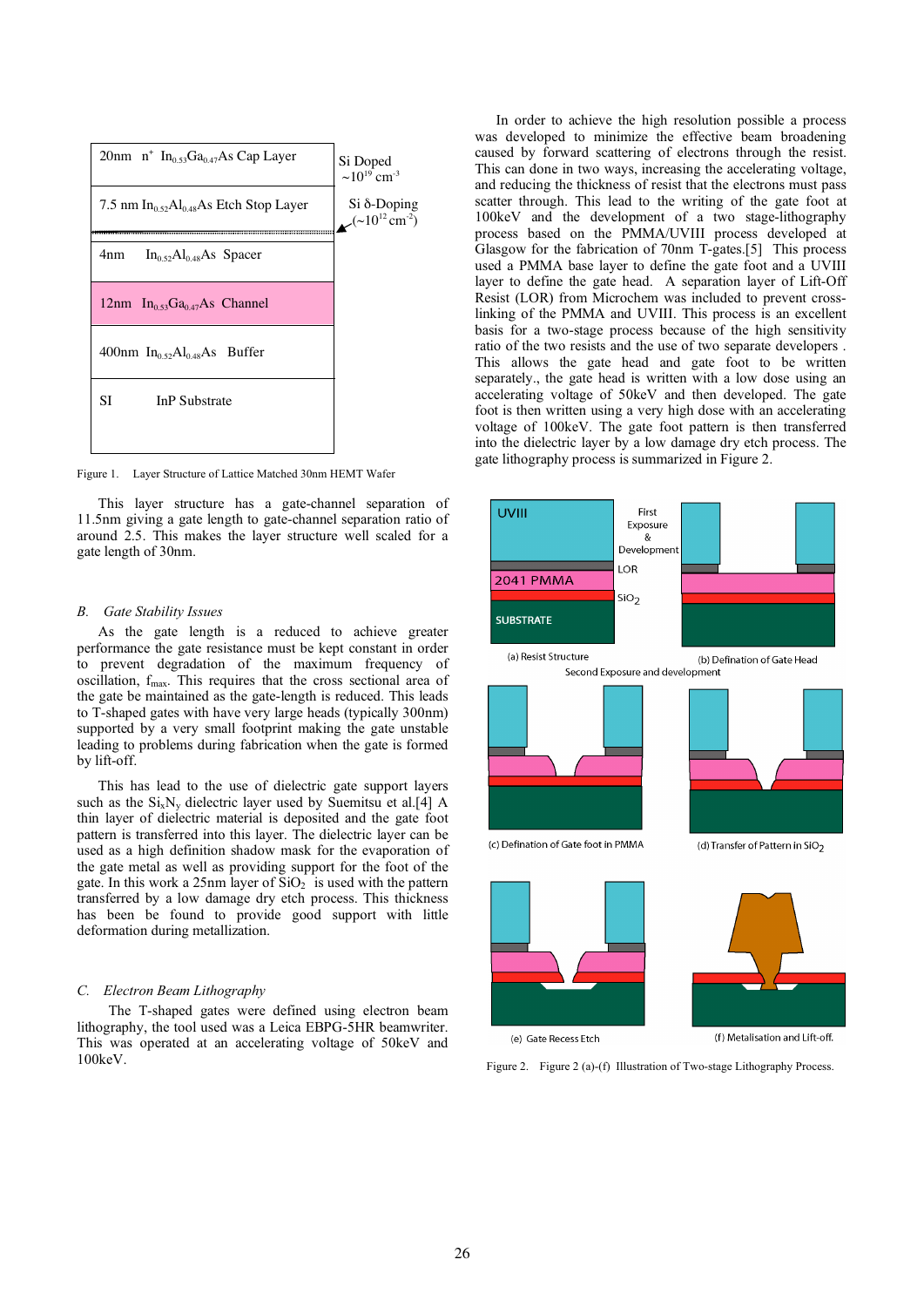| 20nm $n^+$ $In_{0.53}Ga_{0.47}As$ Cap Layer | Si Doped ~$10^{19}$ $cm^{-3}$ |
|---|---|
| 7.5 nm $In_{0.52}Al_{0.48}As$ Etch Stop Layer | Si δ-Doping (~$10^{12}$ $cm^{-2}$) |
| 4nm $In_{0.52}Al_{0.48}As$ Spacer | |
| 12nm $In_{0.53}Ga_{0.47}As$ Channel | |
| 400nm $In_{0.52}Al_{0.48}As$ Buffer | |
| SI InP Substrate | |

Figure 1. Layer Structure of Lattice Matched 30nm HEMT Wafer

This layer structure has a gate-channel separation of 11.5nm giving a gate length to gate-channel separation ratio of around 2.5. This makes the layer structure well scaled for a gate length of 30nm.

### B. Gate Stability Issues

As the gate length is a reduced to achieve greater performance the gate resistance must be kept constant in order to prevent degradation of the maximum frequency of oscillation, $f_{max}$. This requires that the cross sectional area of the gate be maintained as the gate-length is reduced. This leads to T-shaped gates with have very large heads (typically 300nm) supported by a very small footprint making the gate unstable leading to problems during fabrication when the gate is formed by lift-off.

This has lead to the use of dielectric gate support layers such as the $Si_xN_y$ dielectric layer used by Suemitsu et al.[4] A thin layer of dielectric material is deposited and the gate foot pattern is transferred into this layer. The dielectric layer can be used as a high definition shadow mask for the evaporation of the gate metal as well as providing support for the foot of the gate. In this work a 25nm layer of $SiO_2$ is used with the pattern transferred by a low damage dry etch process. This thickness has been be found to provide good support with little deformation during metallization.

### C. Electron Beam Lithography

The T-shaped gates were defined using electron beam lithography, the tool used was a Leica EBPG-5HR beamwriter. This was operated at an accelerating voltage of 50keV and 100keV.

In order to achieve the high resolution possible a process was developed to minimize the effective beam broadening caused by forward scattering of electrons through the resist. This can done in two ways, increasing the accelerating voltage, and reducing the thickness of resist that the electrons must pass scatter through. This lead to the writing of the gate foot at 100keV and the development of a two stage-lithography process based on the PMMA/UVIII process developed at Glasgow for the fabrication of 70nm T-gates.[5] This process used a PMMA base layer to define the gate foot and a UVIII layer to define the gate head. A separation layer of Lift-Off Resist (LOR) from Microchem was included to prevent cross-linking of the PMMA and UVIII. This process is an excellent basis for a two-stage process because of the high sensitivity ratio of the two resists and the use of two separate developers . This allows the gate head and gate foot to be written separately., the gate head is written with a low dose using an accelerating voltage of 50keV and then developed. The gate foot is then written using a very high dose with an accelerating voltage of 100keV. The gate foot pattern is then transferred into the dielectric layer by a low damage dry etch process. The gate lithography process is summarized in Figure 2.

(a) Resist Structure (b) Defination of Gate Head (c) Defination of Gate foot in PMMA (d) Transfer of Pattern in $SiO_2$ (e) Gate Recess Etch (f) Metalisation and Lift-off.

Figure 2. Figure 2 (a)-(f) Illustration of Two-stage Lithography Process.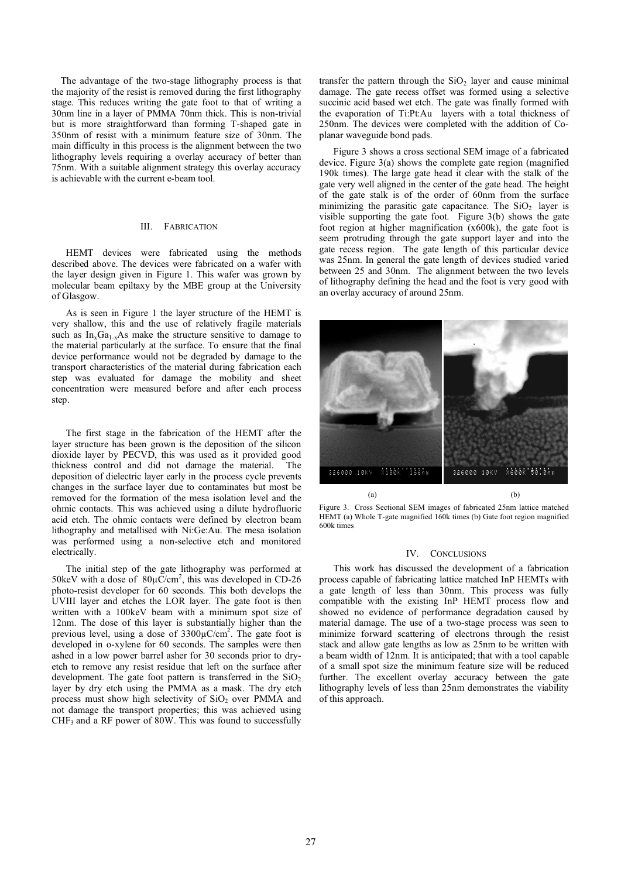The advantage of the two-stage lithography process is that the majority of the resist is removed during the first lithography stage. This reduces writing the gate foot to that of writing a 30nm line in a layer of PMMA 70nm thick. This is non-trivial but is more straightforward than forming T-shaped gate in 350nm of resist with a minimum feature size of 30nm. The main difficulty in this process is the alignment between the two lithography levels requiring a overlay accuracy of better than 75nm. With a suitable alignment strategy this overlay accuracy is achievable with the current e-beam tool.

## III. Fabrication

HEMT devices were fabricated using the methods described above. The devices were fabricated on a wafer with the layer design given in Figure 1. This wafer was grown by molecular beam epiltaxy by the MBE group at the University of Glasgow.

As is seen in Figure 1 the layer structure of the HEMT is very shallow, this and the use of relatively fragile materials such as $In_xGa_{1-x}As$ make the structure sensitive to damage to the material particularly at the surface. To ensure that the final device performance would not be degraded by damage to the transport characteristics of the material during fabrication each step was evaluated for damage the mobility and sheet concentration were measured before and after each process step.

The first stage in the fabrication of the HEMT after the layer structure has been grown is the deposition of the silicon dioxide layer by PECVD, this was used as it provided good thickness control and did not damage the material. The deposition of dielectric layer early in the process cycle prevents changes in the surface layer due to contaminates but most be removed for the formation of the mesa isolation level and the ohmic contacts. This was achieved using a dilute hydrofluoric acid etch. The ohmic contacts were defined by electron beam lithography and metallised with Ni:Ge:Au. The mesa isolation was performed using a non-selective etch and monitored electrically.

The initial step of the gate lithography was performed at 50keV with a dose of $80\mu C/cm^2$, this was developed in CD-26 photo-resist developer for 60 seconds. This both develops the UVIII layer and etches the LOR layer. The gate foot is then written with a 100keV beam with a minimum spot size of 12nm. The dose of this layer is substantially higher than the previous level, using a dose of $3300\mu C/cm^2$. The gate foot is developed in o-xylene for 60 seconds. The samples were then ashed in a low power barrel asher for 30 seconds prior to dry-etch to remove any resist residue that left on the surface after development. The gate foot pattern is transferred in the $SiO_2$ layer by dry etch using the PMMA as a mask. The dry etch process must show high selectivity of $SiO_2$ over PMMA and not damage the transport properties; this was achieved using $CHF_3$ and a RF power of 80W. This was found to successfully transfer the pattern through the $SiO_2$ layer and cause minimal damage. The gate recess offset was formed using a selective succinic acid based wet etch. The gate was finally formed with the evaporation of Ti:Pt:Au layers with a total thickness of 250nm. The devices were completed with the addition of Co-planar waveguide bond pads.

Figure 3 shows a cross sectional SEM image of a fabricated device. Figure 3(a) shows the complete gate region (magnified 190k times). The large gate head it clear with the stalk of the gate very well aligned in the center of the gate head. The height of the gate stalk is of the order of 60nm from the surface minimizing the parasitic gate capacitance. The $SiO_2$ layer is visible supporting the gate foot. Figure 3(b) shows the gate foot region at higher magnification (x600k), the gate foot is seem protruding through the gate support layer and into the gate recess region. The gate length of this particular device was 25nm. In general the gate length of devices studied varied between 25 and 30nm. The alignment between the two levels of lithography defining the head and the foot is very good with an overlay accuracy of around 25nm.

(a) (b)

Figure 3. Cross Sectional SEM images of fabricated 25nm lattice matched HEMT (a) Whole T-gate magnified 160k times (b) Gate foot region magnified 600k times

## IV. Conclusions

This work has discussed the development of a fabrication process capable of fabricating lattice matched InP HEMTs with a gate length of less than 30nm. This process was fully compatible with the existing InP HEMT process flow and showed no evidence of performance degradation caused by material damage. The use of a two-stage process was seen to minimize forward scattering of electrons through the resist stack and allow gate lengths as low as 25nm to be written with a beam width of 12nm. It is anticipated; that with a tool capable of a small spot size the minimum feature size will be reduced further. The excellent overlay accuracy between the gate lithography levels of less than 25nm demonstrates the viability of this approach.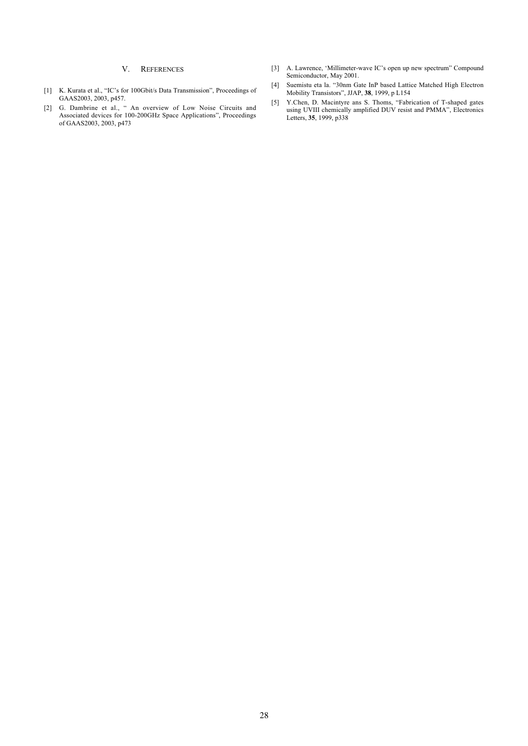## V. REFERENCES

[1] K. Kurata et al., "IC's for 100Gbit/s Data Transmission", Proceedings of GAAS2003, 2003, p457.

[2] G. Dambrine et al., " An overview of Low Noise Circuits and Associated devices for 100-200GHz Space Applications", Proceedings of GAAS2003, 2003, p473

[3] A. Lawrence, 'Millimeter-wave IC's open up new spectrum" Compound Semiconductor, May 2001.

[4] Suemistu eta la. "30nm Gate InP based Lattice Matched High Electron Mobility Transistors", JJAP, **38**, 1999, p L154

[5] Y.Chen, D. Macintyre ans S. Thoms, "Fabrication of T-shaped gates using UVIII chemically amplified DUV resist and PMMA", Electronics Letters, **35**, 1999, p338